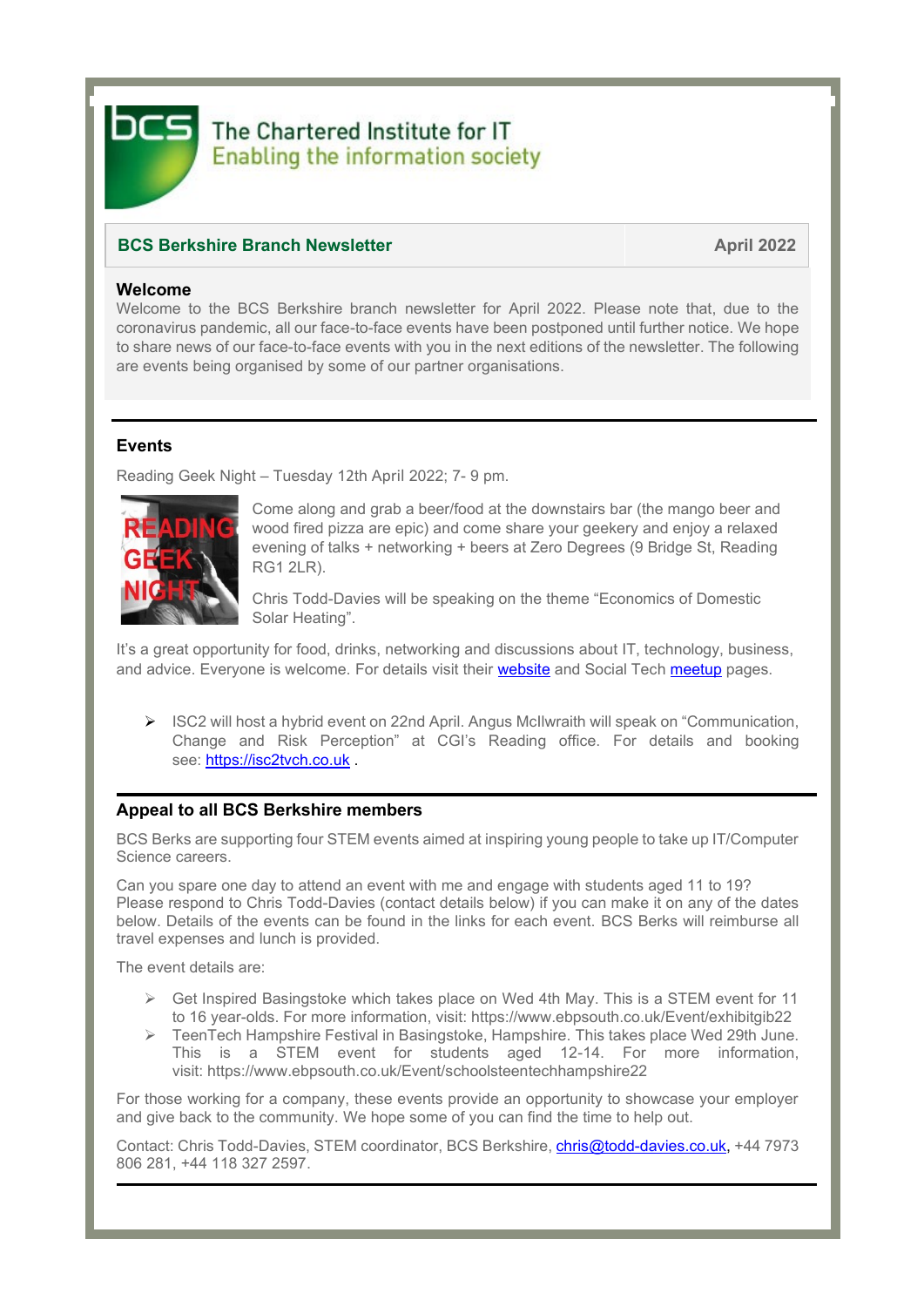The Chartered Institute for IT
Enabling the information society

## BCS Berkshire Branch Newsletter — April 2022

### Welcome

Welcome to the BCS Berkshire branch newsletter for April 2022. Please note that, due to the coronavirus pandemic, all our face-to-face events have been postponed until further notice. We hope to share news of our face-to-face events with you in the next editions of the newsletter. The following are events being organised by some of our partner organisations.

### Events

Reading Geek Night – Tuesday 12th April 2022; 7- 9 pm.

Come along and grab a beer/food at the downstairs bar (the mango beer and wood fired pizza are epic) and come share your geekery and enjoy a relaxed evening of talks + networking + beers at Zero Degrees (9 Bridge St, Reading RG1 2LR).

Chris Todd-Davies will be speaking on the theme “Economics of Domestic Solar Heating”.

It’s a great opportunity for food, drinks, networking and discussions about IT, technology, business, and advice. Everyone is welcome. For details visit their website and Social Tech meetup pages.

- ISC2 will host a hybrid event on 22nd April. Angus McIlwraith will speak on “Communication, Change and Risk Perception” at CGI’s Reading office. For details and booking see: https://isc2tvch.co.uk .

### Appeal to all BCS Berkshire members

BCS Berks are supporting four STEM events aimed at inspiring young people to take up IT/Computer Science careers.

Can you spare one day to attend an event with me and engage with students aged 11 to 19? Please respond to Chris Todd-Davies (contact details below) if you can make it on any of the dates below. Details of the events can be found in the links for each event. BCS Berks will reimburse all travel expenses and lunch is provided.

The event details are:

- Get Inspired Basingstoke which takes place on Wed 4th May. This is a STEM event for 11 to 16 year-olds. For more information, visit: https://www.ebpsouth.co.uk/Event/exhibitgib22
- TeenTech Hampshire Festival in Basingstoke, Hampshire. This takes place Wed 29th June. This is a STEM event for students aged 12-14. For more information, visit: https://www.ebpsouth.co.uk/Event/schoolsteentechhampshire22

For those working for a company, these events provide an opportunity to showcase your employer and give back to the community. We hope some of you can find the time to help out.

Contact: Chris Todd-Davies, STEM coordinator, BCS Berkshire, chris@todd-davies.co.uk, +44 7973 806 281, +44 118 327 2597.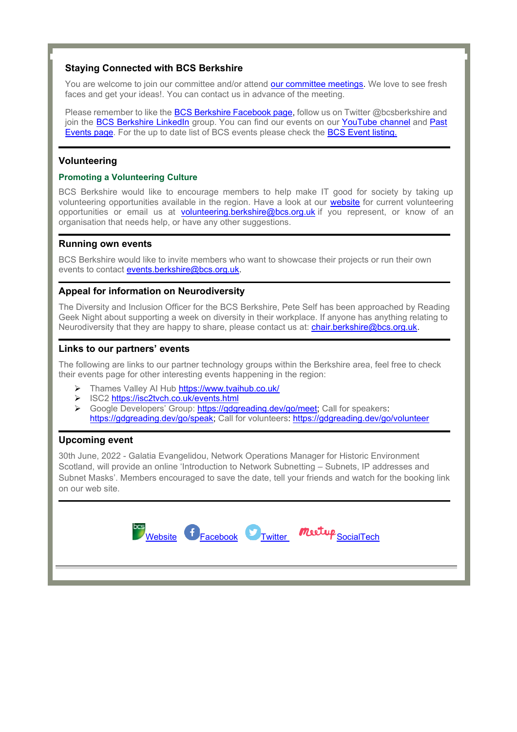### Staying Connected with BCS Berkshire

You are welcome to join our committee and/or attend our committee meetings. We love to see fresh faces and get your ideas!. You can contact us in advance of the meeting.

Please remember to like the BCS Berkshire Facebook page, follow us on Twitter @bcsberkshire and join the BCS Berkshire LinkedIn group. You can find our events on our YouTube channel and Past Events page. For the up to date list of BCS events please check the BCS Event listing.

---

### Volunteering

#### Promoting a Volunteering Culture

BCS Berkshire would like to encourage members to help make IT good for society by taking up volunteering opportunities available in the region. Have a look at our website for current volunteering opportunities or email us at volunteering.berkshire@bcs.org.uk if you represent, or know of an organisation that needs help, or have any other suggestions.

---

### Running own events

BCS Berkshire would like to invite members who want to showcase their projects or run their own events to contact events.berkshire@bcs.org.uk.

---

### Appeal for information on Neurodiversity

The Diversity and Inclusion Officer for the BCS Berkshire, Pete Self has been approached by Reading Geek Night about supporting a week on diversity in their workplace. If anyone has anything relating to Neurodiversity that they are happy to share, please contact us at: chair.berkshire@bcs.org.uk.

---

### Links to our partners' events

The following are links to our partner technology groups within the Berkshire area, feel free to check their events page for other interesting events happening in the region:

- Thames Valley AI Hub https://www.tvaihub.co.uk/
- ISC2 https://isc2tvch.co.uk/events.html
- Google Developers' Group: https://gdgreading.dev/go/meet; Call for speakers: https://gdgreading.dev/go/speak; Call for volunteers: https://gdgreading.dev/go/volunteer

---

### Upcoming event

30th June, 2022 - Galatia Evangelidou, Network Operations Manager for Historic Environment Scotland, will provide an online 'Introduction to Network Subnetting – Subnets, IP addresses and Subnet Masks'. Members encouraged to save the date, tell your friends and watch for the booking link on our web site.

---

Website Facebook Twitter SocialTech